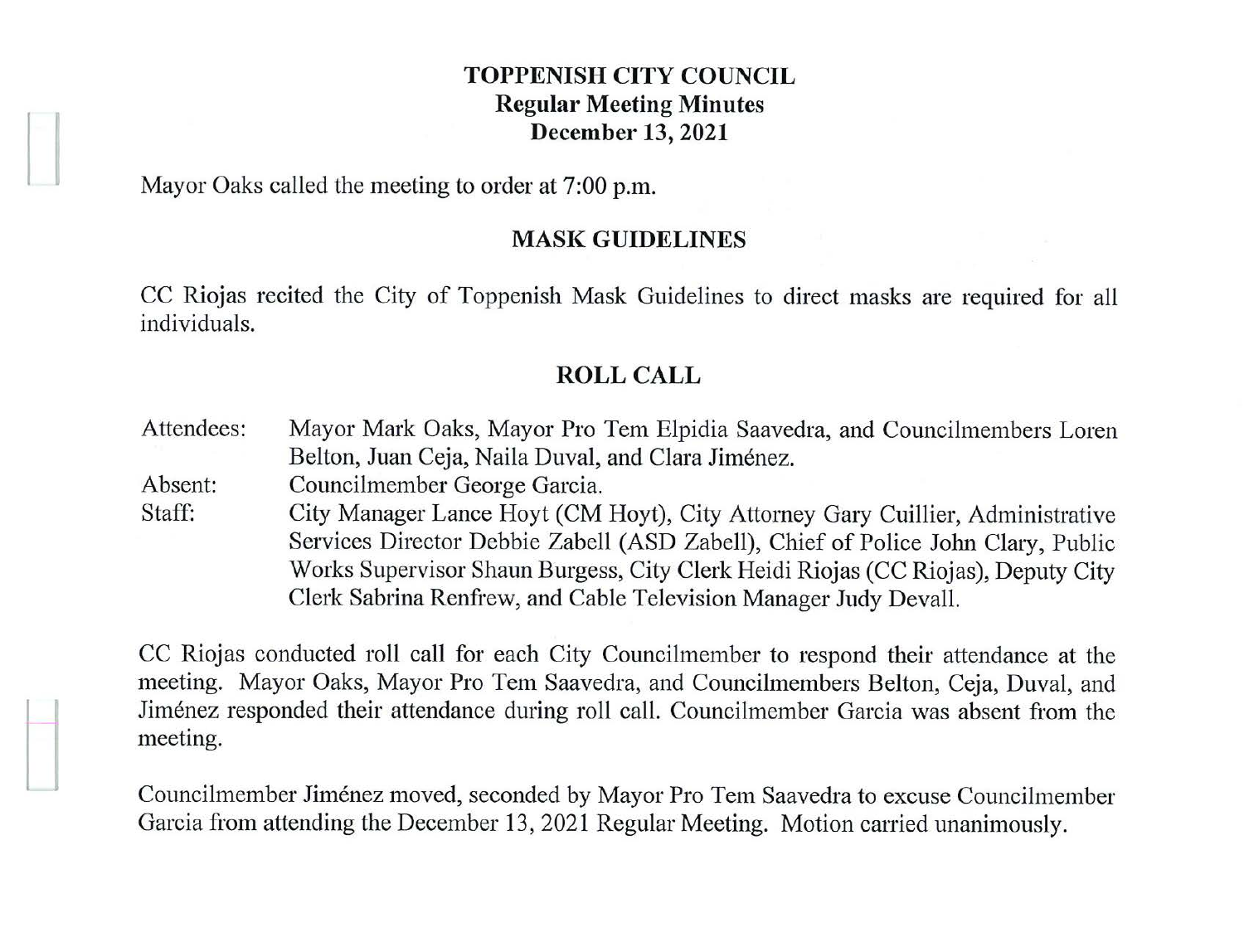# TOPPENISH CITY COUNCIL
## Regular Meeting Minutes
## December 13, 2021

Mayor Oaks called the meeting to order at 7:00 p.m.

## MASK GUIDELINES

CC Riojas recited the City of Toppenish Mask Guidelines to direct masks are required for all individuals.

## ROLL CALL

| | |
|---|---|
| Attendees: | Mayor Mark Oaks, Mayor Pro Tem Elpidia Saavedra, and Councilmembers Loren Belton, Juan Ceja, Naila Duval, and Clara Jiménez. |
| Absent: | Councilmember George Garcia. |
| Staff: | City Manager Lance Hoyt (CM Hoyt), City Attorney Gary Cuillier, Administrative Services Director Debbie Zabell (ASD Zabell), Chief of Police John Clary, Public Works Supervisor Shaun Burgess, City Clerk Heidi Riojas (CC Riojas), Deputy City Clerk Sabrina Renfrew, and Cable Television Manager Judy Devall. |

CC Riojas conducted roll call for each City Councilmember to respond their attendance at the meeting. Mayor Oaks, Mayor Pro Tem Saavedra, and Councilmembers Belton, Ceja, Duval, and Jiménez responded their attendance during roll call. Councilmember Garcia was absent from the meeting.

Councilmember Jiménez moved, seconded by Mayor Pro Tem Saavedra to excuse Councilmember Garcia from attending the December 13, 2021 Regular Meeting. Motion carried unanimously.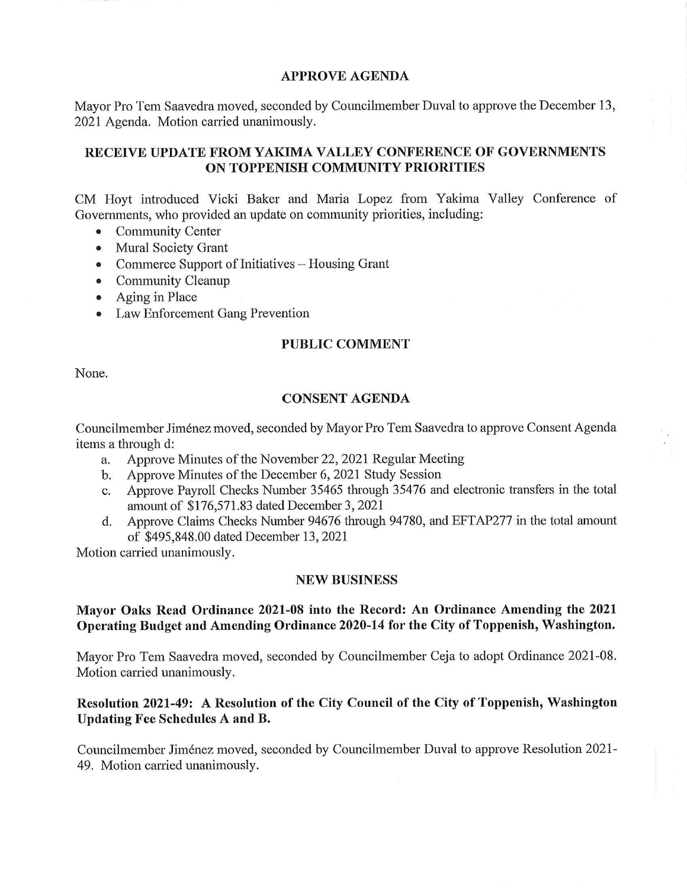## APPROVE AGENDA

Mayor Pro Tem Saavedra moved, seconded by Councilmember Duval to approve the December 13, 2021 Agenda. Motion carried unanimously.

## RECEIVE UPDATE FROM YAKIMA VALLEY CONFERENCE OF GOVERNMENTS ON TOPPENISH COMMUNITY PRIORITIES

CM Hoyt introduced Vicki Baker and Maria Lopez from Yakima Valley Conference of Governments, who provided an update on community priorities, including:

- Community Center
- Mural Society Grant
- Commerce Support of Initiatives – Housing Grant
- Community Cleanup
- Aging in Place
- Law Enforcement Gang Prevention

## PUBLIC COMMENT

None.

## CONSENT AGENDA

Councilmember Jiménez moved, seconded by Mayor Pro Tem Saavedra to approve Consent Agenda items a through d:

a. Approve Minutes of the November 22, 2021 Regular Meeting
b. Approve Minutes of the December 6, 2021 Study Session
c. Approve Payroll Checks Number 35465 through 35476 and electronic transfers in the total amount of $176,571.83 dated December 3, 2021
d. Approve Claims Checks Number 94676 through 94780, and EFTAP277 in the total amount of $495,848.00 dated December 13, 2021

Motion carried unanimously.

## NEW BUSINESS

**Mayor Oaks Read Ordinance 2021-08 into the Record: An Ordinance Amending the 2021 Operating Budget and Amending Ordinance 2020-14 for the City of Toppenish, Washington.**

Mayor Pro Tem Saavedra moved, seconded by Councilmember Ceja to adopt Ordinance 2021-08. Motion carried unanimously.

**Resolution 2021-49: A Resolution of the City Council of the City of Toppenish, Washington Updating Fee Schedules A and B.**

Councilmember Jiménez moved, seconded by Councilmember Duval to approve Resolution 2021-49. Motion carried unanimously.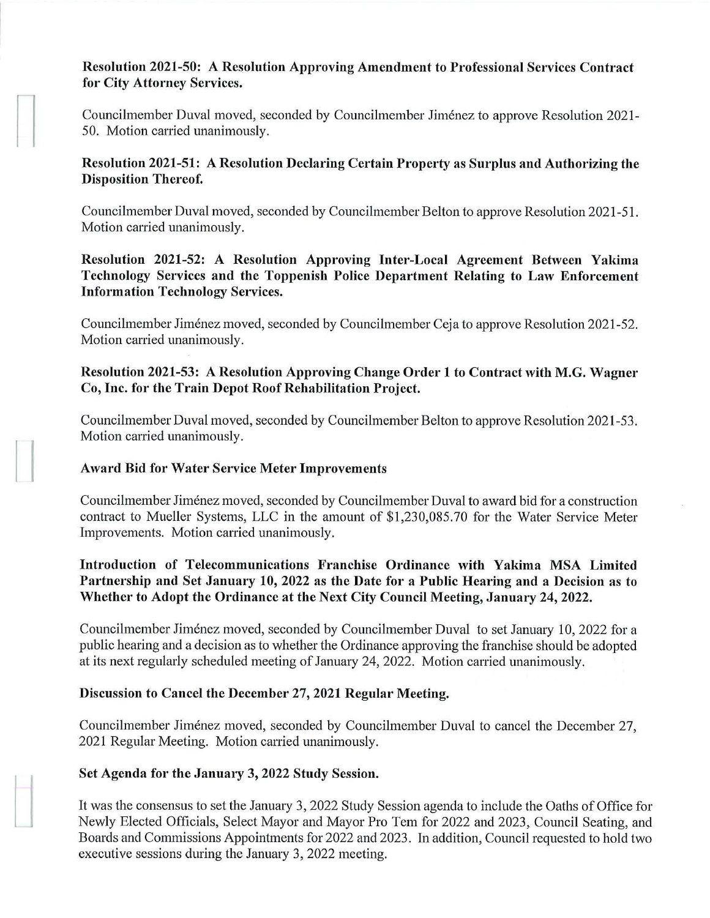**Resolution 2021-50: A Resolution Approving Amendment to Professional Services Contract for City Attorney Services.**

Councilmember Duval moved, seconded by Councilmember Jiménez to approve Resolution 2021-50. Motion carried unanimously.

**Resolution 2021-51: A Resolution Declaring Certain Property as Surplus and Authorizing the Disposition Thereof.**

Councilmember Duval moved, seconded by Councilmember Belton to approve Resolution 2021-51. Motion carried unanimously.

**Resolution 2021-52: A Resolution Approving Inter-Local Agreement Between Yakima Technology Services and the Toppenish Police Department Relating to Law Enforcement Information Technology Services.**

Councilmember Jiménez moved, seconded by Councilmember Ceja to approve Resolution 2021-52. Motion carried unanimously.

**Resolution 2021-53: A Resolution Approving Change Order 1 to Contract with M.G. Wagner Co, Inc. for the Train Depot Roof Rehabilitation Project.**

Councilmember Duval moved, seconded by Councilmember Belton to approve Resolution 2021-53. Motion carried unanimously.

**Award Bid for Water Service Meter Improvements**

Councilmember Jiménez moved, seconded by Councilmember Duval to award bid for a construction contract to Mueller Systems, LLC in the amount of $1,230,085.70 for the Water Service Meter Improvements. Motion carried unanimously.

**Introduction of Telecommunications Franchise Ordinance with Yakima MSA Limited Partnership and Set January 10, 2022 as the Date for a Public Hearing and a Decision as to Whether to Adopt the Ordinance at the Next City Council Meeting, January 24, 2022.**

Councilmember Jiménez moved, seconded by Councilmember Duval to set January 10, 2022 for a public hearing and a decision as to whether the Ordinance approving the franchise should be adopted at its next regularly scheduled meeting of January 24, 2022. Motion carried unanimously.

**Discussion to Cancel the December 27, 2021 Regular Meeting.**

Councilmember Jiménez moved, seconded by Councilmember Duval to cancel the December 27, 2021 Regular Meeting. Motion carried unanimously.

**Set Agenda for the January 3, 2022 Study Session.**

It was the consensus to set the January 3, 2022 Study Session agenda to include the Oaths of Office for Newly Elected Officials, Select Mayor and Mayor Pro Tem for 2022 and 2023, Council Seating, and Boards and Commissions Appointments for 2022 and 2023. In addition, Council requested to hold two executive sessions during the January 3, 2022 meeting.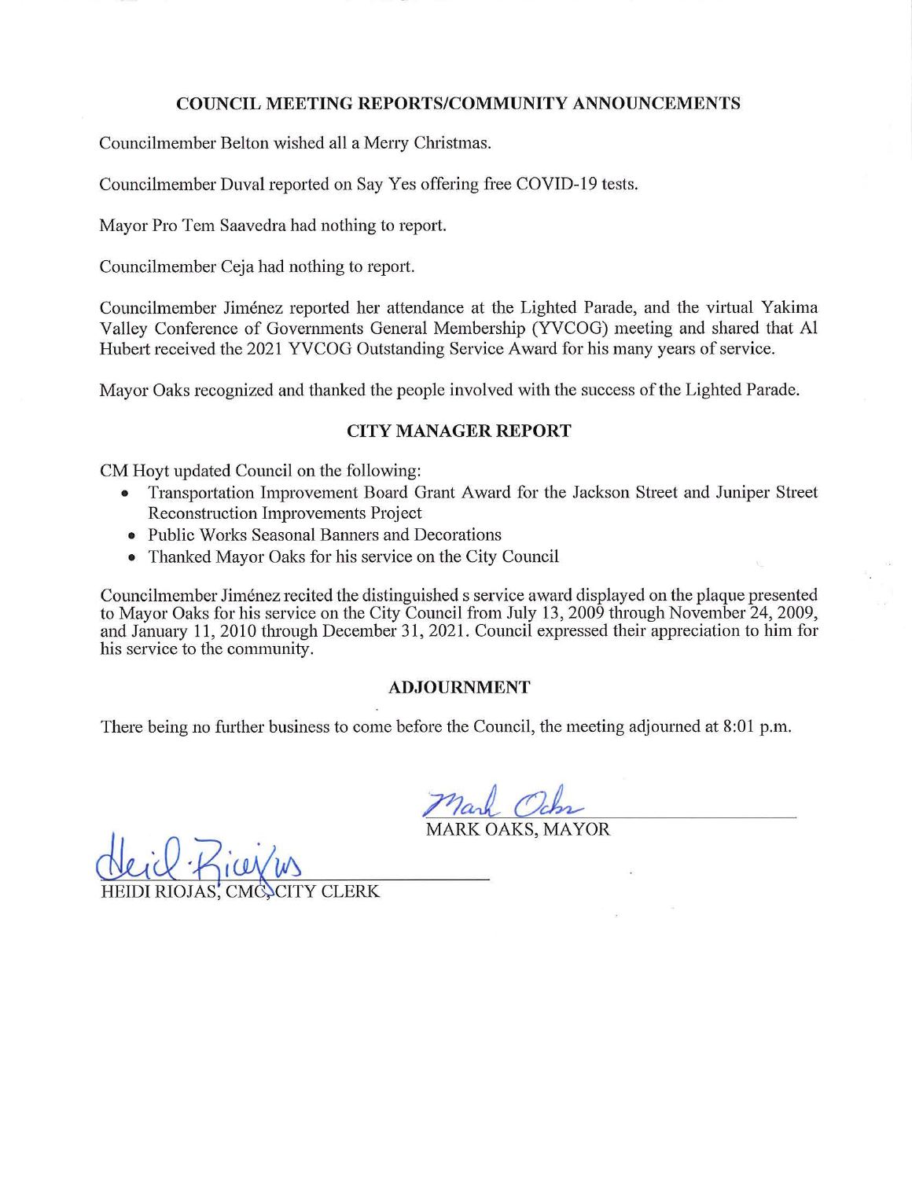## COUNCIL MEETING REPORTS/COMMUNITY ANNOUNCEMENTS

Councilmember Belton wished all a Merry Christmas.

Councilmember Duval reported on Say Yes offering free COVID-19 tests.

Mayor Pro Tem Saavedra had nothing to report.

Councilmember Ceja had nothing to report.

Councilmember Jiménez reported her attendance at the Lighted Parade, and the virtual Yakima Valley Conference of Governments General Membership (YVCOG) meeting and shared that Al Hubert received the 2021 YVCOG Outstanding Service Award for his many years of service.

Mayor Oaks recognized and thanked the people involved with the success of the Lighted Parade.

## CITY MANAGER REPORT

CM Hoyt updated Council on the following:

- Transportation Improvement Board Grant Award for the Jackson Street and Juniper Street Reconstruction Improvements Project
- Public Works Seasonal Banners and Decorations
- Thanked Mayor Oaks for his service on the City Council

Councilmember Jiménez recited the distinguished s service award displayed on the plaque presented to Mayor Oaks for his service on the City Council from July 13, 2009 through November 24, 2009, and January 11, 2010 through December 31, 2021. Council expressed their appreciation to him for his service to the community.

## ADJOURNMENT

There being no further business to come before the Council, the meeting adjourned at 8:01 p.m.

MARK OAKS, MAYOR

HEIDI RIOJAS, CMC, CITY CLERK